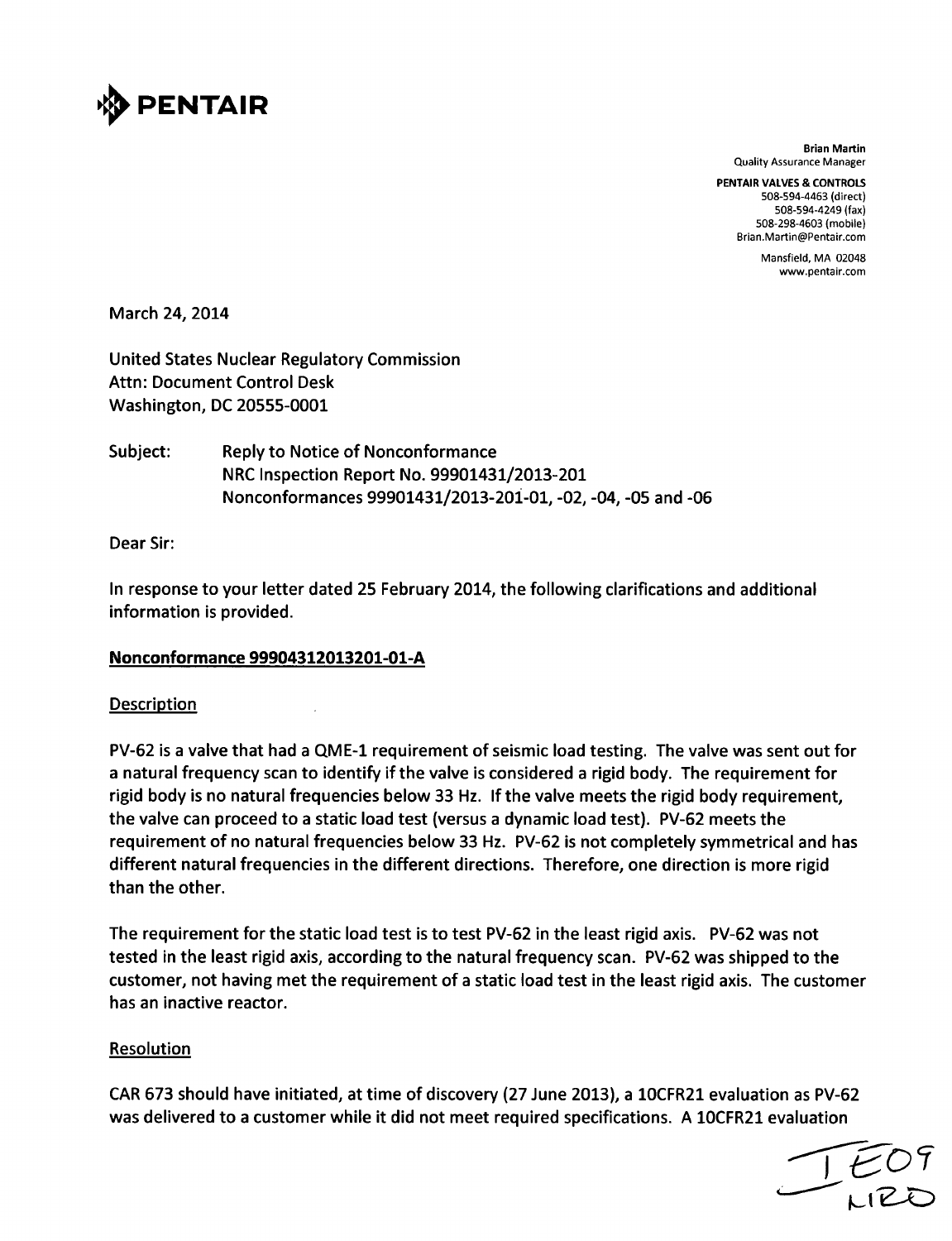**PENTAIR**

**Brian Martin**
Quality Assurance Manager

**PENTAIR VALVES & CONTROLS**
508-594-4463 (direct)
508-594-4249 (fax)
508-298-4603 (mobile)
Brian.Martin@Pentair.com

Mansfield, MA 02048
www.pentair.com

March 24, 2014

United States Nuclear Regulatory Commission
Attn: Document Control Desk
Washington, DC 20555-0001

Subject: Reply to Notice of Nonconformance
NRC Inspection Report No. 99901431/2013-201
Nonconformances 99901431/2013-201-01, -02, -04, -05 and -06

Dear Sir:

In response to your letter dated 25 February 2014, the following clarifications and additional information is provided.

**Nonconformance 99904312013201-01-A**

Description

PV-62 is a valve that had a QME-1 requirement of seismic load testing. The valve was sent out for a natural frequency scan to identify if the valve is considered a rigid body. The requirement for rigid body is no natural frequencies below 33 Hz. If the valve meets the rigid body requirement, the valve can proceed to a static load test (versus a dynamic load test). PV-62 meets the requirement of no natural frequencies below 33 Hz. PV-62 is not completely symmetrical and has different natural frequencies in the different directions. Therefore, one direction is more rigid than the other.

The requirement for the static load test is to test PV-62 in the least rigid axis. PV-62 was not tested in the least rigid axis, according to the natural frequency scan. PV-62 was shipped to the customer, not having met the requirement of a static load test in the least rigid axis. The customer has an inactive reactor.

Resolution

CAR 673 should have initiated, at time of discovery (27 June 2013), a 10CFR21 evaluation as PV-62 was delivered to a customer while it did not meet required specifications. A 10CFR21 evaluation

IE09
NRO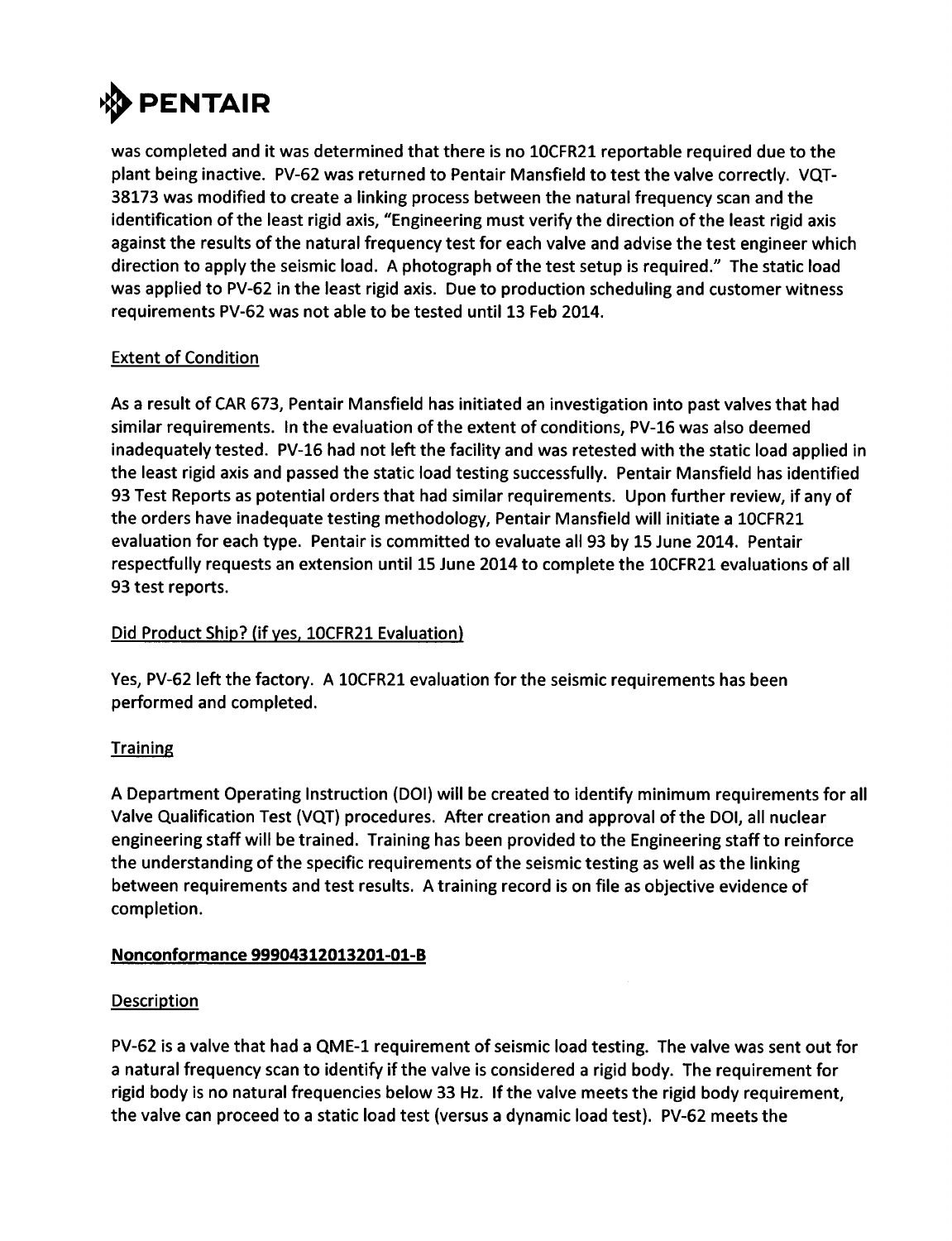was completed and it was determined that there is no 10CFR21 reportable required due to the plant being inactive. PV-62 was returned to Pentair Mansfield to test the valve correctly. VQT-38173 was modified to create a linking process between the natural frequency scan and the identification of the least rigid axis, "Engineering must verify the direction of the least rigid axis against the results of the natural frequency test for each valve and advise the test engineer which direction to apply the seismic load. A photograph of the test setup is required." The static load was applied to PV-62 in the least rigid axis. Due to production scheduling and customer witness requirements PV-62 was not able to be tested until 13 Feb 2014.

Extent of Condition

As a result of CAR 673, Pentair Mansfield has initiated an investigation into past valves that had similar requirements. In the evaluation of the extent of conditions, PV-16 was also deemed inadequately tested. PV-16 had not left the facility and was retested with the static load applied in the least rigid axis and passed the static load testing successfully. Pentair Mansfield has identified 93 Test Reports as potential orders that had similar requirements. Upon further review, if any of the orders have inadequate testing methodology, Pentair Mansfield will initiate a 10CFR21 evaluation for each type. Pentair is committed to evaluate all 93 by 15 June 2014. Pentair respectfully requests an extension until 15 June 2014 to complete the 10CFR21 evaluations of all 93 test reports.

Did Product Ship? (if yes, 10CFR21 Evaluation)

Yes, PV-62 left the factory. A 10CFR21 evaluation for the seismic requirements has been performed and completed.

Training

A Department Operating Instruction (DOI) will be created to identify minimum requirements for all Valve Qualification Test (VQT) procedures. After creation and approval of the DOI, all nuclear engineering staff will be trained. Training has been provided to the Engineering staff to reinforce the understanding of the specific requirements of the seismic testing as well as the linking between requirements and test results. A training record is on file as objective evidence of completion.

**Nonconformance 99904312013201-01-B**

Description

PV-62 is a valve that had a QME-1 requirement of seismic load testing. The valve was sent out for a natural frequency scan to identify if the valve is considered a rigid body. The requirement for rigid body is no natural frequencies below 33 Hz. If the valve meets the rigid body requirement, the valve can proceed to a static load test (versus a dynamic load test). PV-62 meets the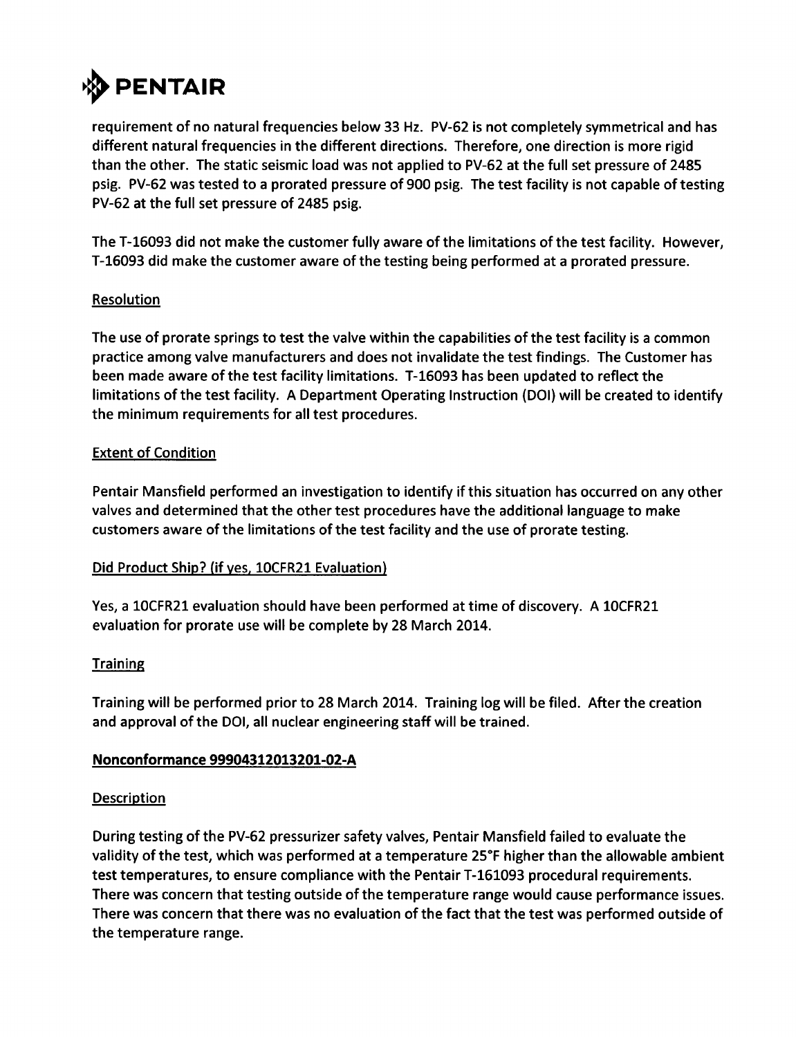requirement of no natural frequencies below 33 Hz. PV-62 is not completely symmetrical and has different natural frequencies in the different directions. Therefore, one direction is more rigid than the other. The static seismic load was not applied to PV-62 at the full set pressure of 2485 psig. PV-62 was tested to a prorated pressure of 900 psig. The test facility is not capable of testing PV-62 at the full set pressure of 2485 psig.

The T-16093 did not make the customer fully aware of the limitations of the test facility. However, T-16093 did make the customer aware of the testing being performed at a prorated pressure.

Resolution

The use of prorate springs to test the valve within the capabilities of the test facility is a common practice among valve manufacturers and does not invalidate the test findings. The Customer has been made aware of the test facility limitations. T-16093 has been updated to reflect the limitations of the test facility. A Department Operating Instruction (DOI) will be created to identify the minimum requirements for all test procedures.

Extent of Condition

Pentair Mansfield performed an investigation to identify if this situation has occurred on any other valves and determined that the other test procedures have the additional language to make customers aware of the limitations of the test facility and the use of prorate testing.

Did Product Ship? (if yes, 10CFR21 Evaluation)

Yes, a 10CFR21 evaluation should have been performed at time of discovery. A 10CFR21 evaluation for prorate use will be complete by 28 March 2014.

Training

Training will be performed prior to 28 March 2014. Training log will be filed. After the creation and approval of the DOI, all nuclear engineering staff will be trained.

**Nonconformance 99904312013201-02-A**

Description

During testing of the PV-62 pressurizer safety valves, Pentair Mansfield failed to evaluate the validity of the test, which was performed at a temperature 25°F higher than the allowable ambient test temperatures, to ensure compliance with the Pentair T-161093 procedural requirements. There was concern that testing outside of the temperature range would cause performance issues. There was concern that there was no evaluation of the fact that the test was performed outside of the temperature range.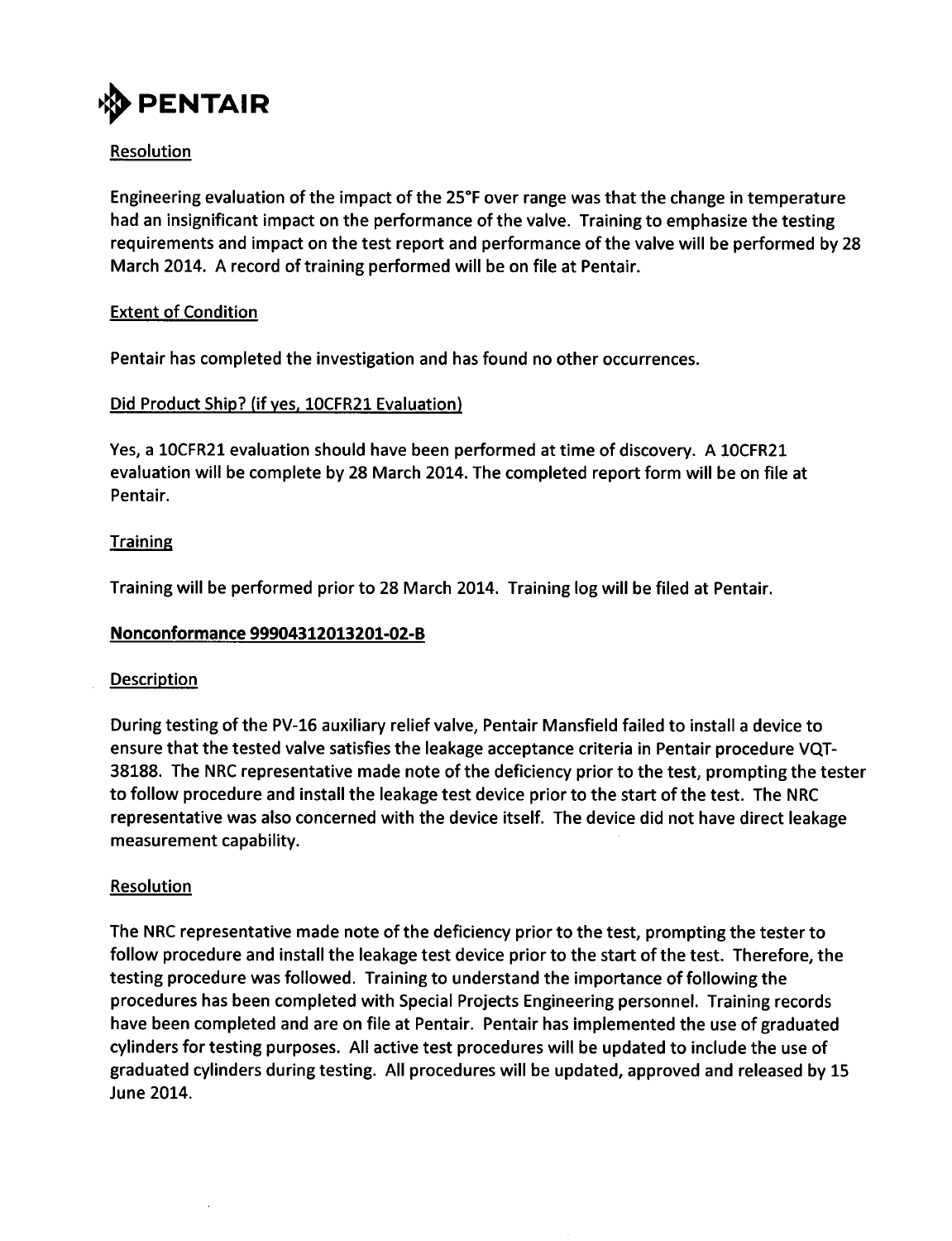**PENTAIR**

Resolution

Engineering evaluation of the impact of the 25°F over range was that the change in temperature had an insignificant impact on the performance of the valve. Training to emphasize the testing requirements and impact on the test report and performance of the valve will be performed by 28 March 2014. A record of training performed will be on file at Pentair.

Extent of Condition

Pentair has completed the investigation and has found no other occurrences.

Did Product Ship? (if yes, 10CFR21 Evaluation)

Yes, a 10CFR21 evaluation should have been performed at time of discovery. A 10CFR21 evaluation will be complete by 28 March 2014. The completed report form will be on file at Pentair.

Training

Training will be performed prior to 28 March 2014. Training log will be filed at Pentair.

**Nonconformance 99904312013201-02-B**

Description

During testing of the PV-16 auxiliary relief valve, Pentair Mansfield failed to install a device to ensure that the tested valve satisfies the leakage acceptance criteria in Pentair procedure VQT-38188. The NRC representative made note of the deficiency prior to the test, prompting the tester to follow procedure and install the leakage test device prior to the start of the test. The NRC representative was also concerned with the device itself. The device did not have direct leakage measurement capability.

Resolution

The NRC representative made note of the deficiency prior to the test, prompting the tester to follow procedure and install the leakage test device prior to the start of the test. Therefore, the testing procedure was followed. Training to understand the importance of following the procedures has been completed with Special Projects Engineering personnel. Training records have been completed and are on file at Pentair. Pentair has implemented the use of graduated cylinders for testing purposes. All active test procedures will be updated to include the use of graduated cylinders during testing. All procedures will be updated, approved and released by 15 June 2014.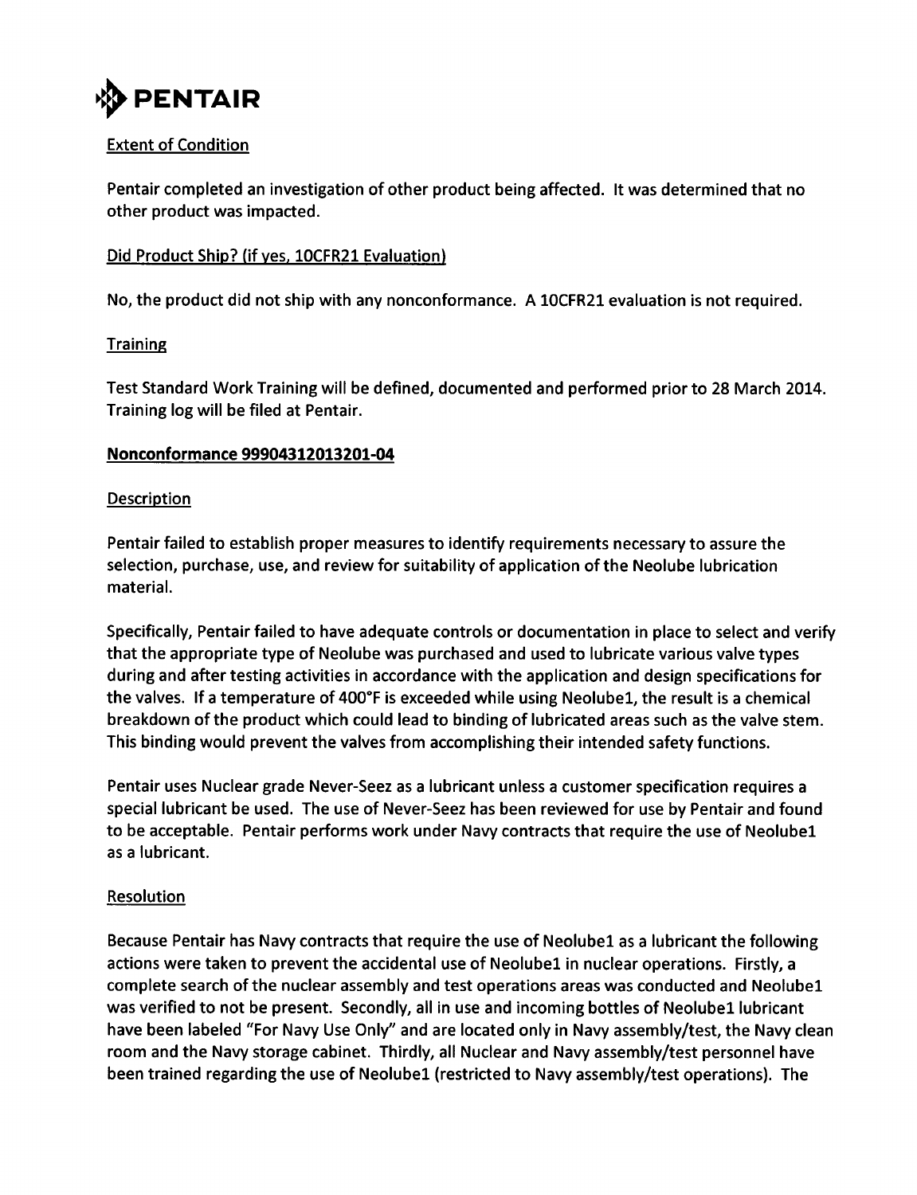PENTAIR

Extent of Condition

Pentair completed an investigation of other product being affected. It was determined that no other product was impacted.

Did Product Ship? (if yes, 10CFR21 Evaluation)

No, the product did not ship with any nonconformance. A 10CFR21 evaluation is not required.

Training

Test Standard Work Training will be defined, documented and performed prior to 28 March 2014. Training log will be filed at Pentair.

**Nonconformance 99904312013201-04**

Description

Pentair failed to establish proper measures to identify requirements necessary to assure the selection, purchase, use, and review for suitability of application of the Neolube lubrication material.

Specifically, Pentair failed to have adequate controls or documentation in place to select and verify that the appropriate type of Neolube was purchased and used to lubricate various valve types during and after testing activities in accordance with the application and design specifications for the valves. If a temperature of 400°F is exceeded while using Neolube1, the result is a chemical breakdown of the product which could lead to binding of lubricated areas such as the valve stem. This binding would prevent the valves from accomplishing their intended safety functions.

Pentair uses Nuclear grade Never-Seez as a lubricant unless a customer specification requires a special lubricant be used. The use of Never-Seez has been reviewed for use by Pentair and found to be acceptable. Pentair performs work under Navy contracts that require the use of Neolube1 as a lubricant.

Resolution

Because Pentair has Navy contracts that require the use of Neolube1 as a lubricant the following actions were taken to prevent the accidental use of Neolube1 in nuclear operations. Firstly, a complete search of the nuclear assembly and test operations areas was conducted and Neolube1 was verified to not be present. Secondly, all in use and incoming bottles of Neolube1 lubricant have been labeled "For Navy Use Only" and are located only in Navy assembly/test, the Navy clean room and the Navy storage cabinet. Thirdly, all Nuclear and Navy assembly/test personnel have been trained regarding the use of Neolube1 (restricted to Navy assembly/test operations). The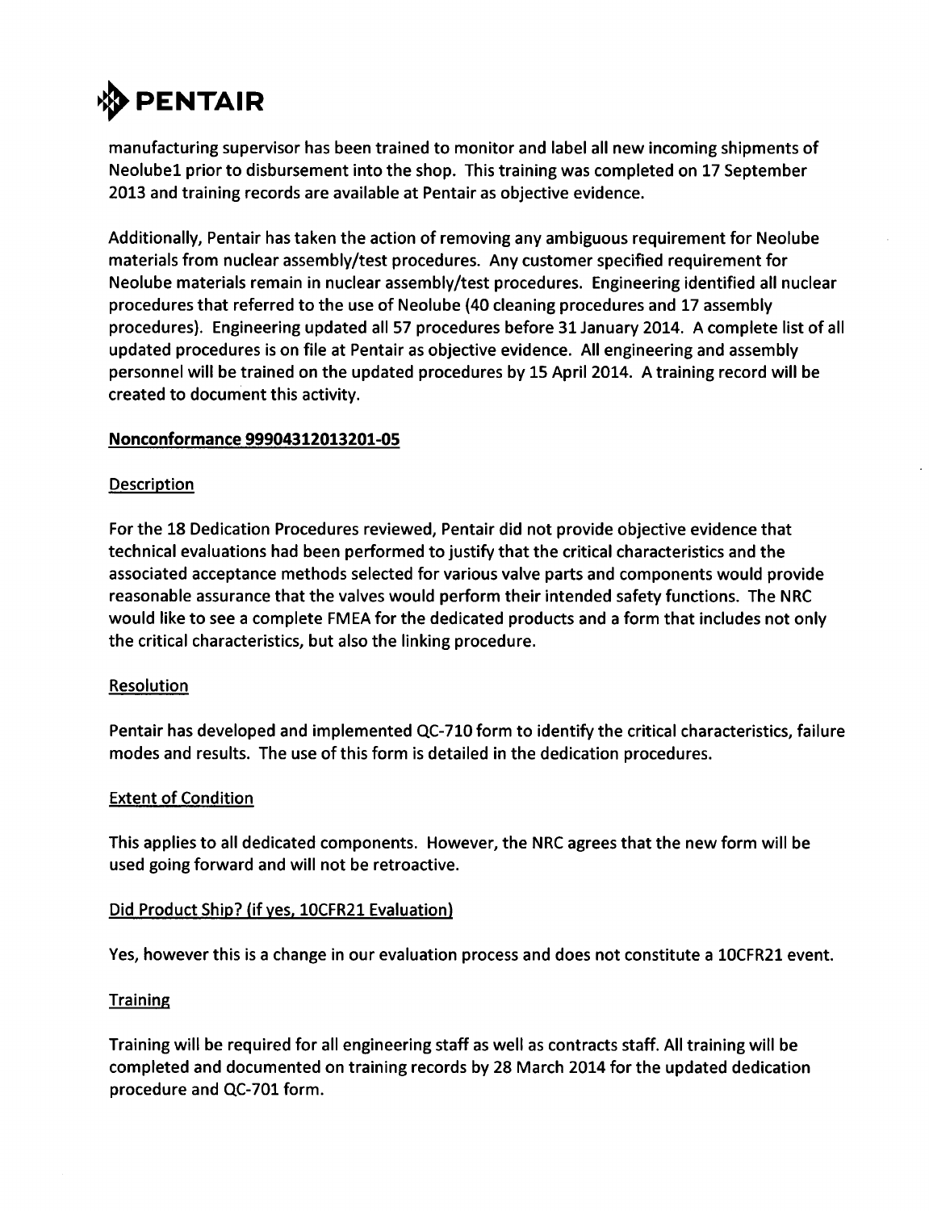manufacturing supervisor has been trained to monitor and label all new incoming shipments of Neolube1 prior to disbursement into the shop. This training was completed on 17 September 2013 and training records are available at Pentair as objective evidence.

Additionally, Pentair has taken the action of removing any ambiguous requirement for Neolube materials from nuclear assembly/test procedures. Any customer specified requirement for Neolube materials remain in nuclear assembly/test procedures. Engineering identified all nuclear procedures that referred to the use of Neolube (40 cleaning procedures and 17 assembly procedures). Engineering updated all 57 procedures before 31 January 2014. A complete list of all updated procedures is on file at Pentair as objective evidence. All engineering and assembly personnel will be trained on the updated procedures by 15 April 2014. A training record will be created to document this activity.

## Nonconformance 99904312013201-05

### Description

For the 18 Dedication Procedures reviewed, Pentair did not provide objective evidence that technical evaluations had been performed to justify that the critical characteristics and the associated acceptance methods selected for various valve parts and components would provide reasonable assurance that the valves would perform their intended safety functions. The NRC would like to see a complete FMEA for the dedicated products and a form that includes not only the critical characteristics, but also the linking procedure.

### Resolution

Pentair has developed and implemented QC-710 form to identify the critical characteristics, failure modes and results. The use of this form is detailed in the dedication procedures.

### Extent of Condition

This applies to all dedicated components. However, the NRC agrees that the new form will be used going forward and will not be retroactive.

### Did Product Ship? (if yes, 10CFR21 Evaluation)

Yes, however this is a change in our evaluation process and does not constitute a 10CFR21 event.

### Training

Training will be required for all engineering staff as well as contracts staff. All training will be completed and documented on training records by 28 March 2014 for the updated dedication procedure and QC-701 form.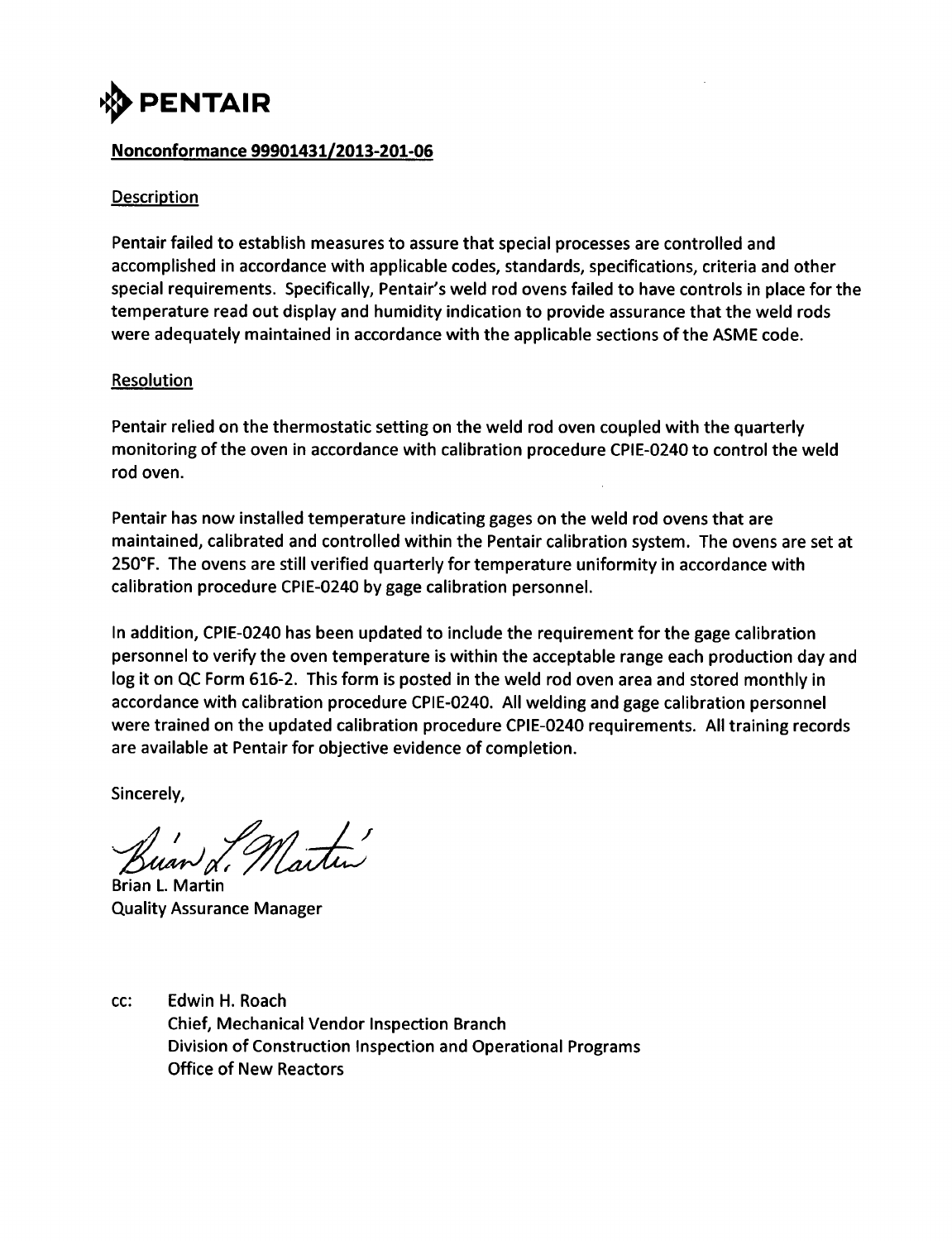PENTAIR

**Nonconformance 99901431/2013-201-06**

Description

Pentair failed to establish measures to assure that special processes are controlled and accomplished in accordance with applicable codes, standards, specifications, criteria and other special requirements. Specifically, Pentair's weld rod ovens failed to have controls in place for the temperature read out display and humidity indication to provide assurance that the weld rods were adequately maintained in accordance with the applicable sections of the ASME code.

Resolution

Pentair relied on the thermostatic setting on the weld rod oven coupled with the quarterly monitoring of the oven in accordance with calibration procedure CPIE-0240 to control the weld rod oven.

Pentair has now installed temperature indicating gages on the weld rod ovens that are maintained, calibrated and controlled within the Pentair calibration system. The ovens are set at 250°F. The ovens are still verified quarterly for temperature uniformity in accordance with calibration procedure CPIE-0240 by gage calibration personnel.

In addition, CPIE-0240 has been updated to include the requirement for the gage calibration personnel to verify the oven temperature is within the acceptable range each production day and log it on QC Form 616-2. This form is posted in the weld rod oven area and stored monthly in accordance with calibration procedure CPIE-0240. All welding and gage calibration personnel were trained on the updated calibration procedure CPIE-0240 requirements. All training records are available at Pentair for objective evidence of completion.

Sincerely,

Brian L. Martin
Quality Assurance Manager

cc: Edwin H. Roach
Chief, Mechanical Vendor Inspection Branch
Division of Construction Inspection and Operational Programs
Office of New Reactors